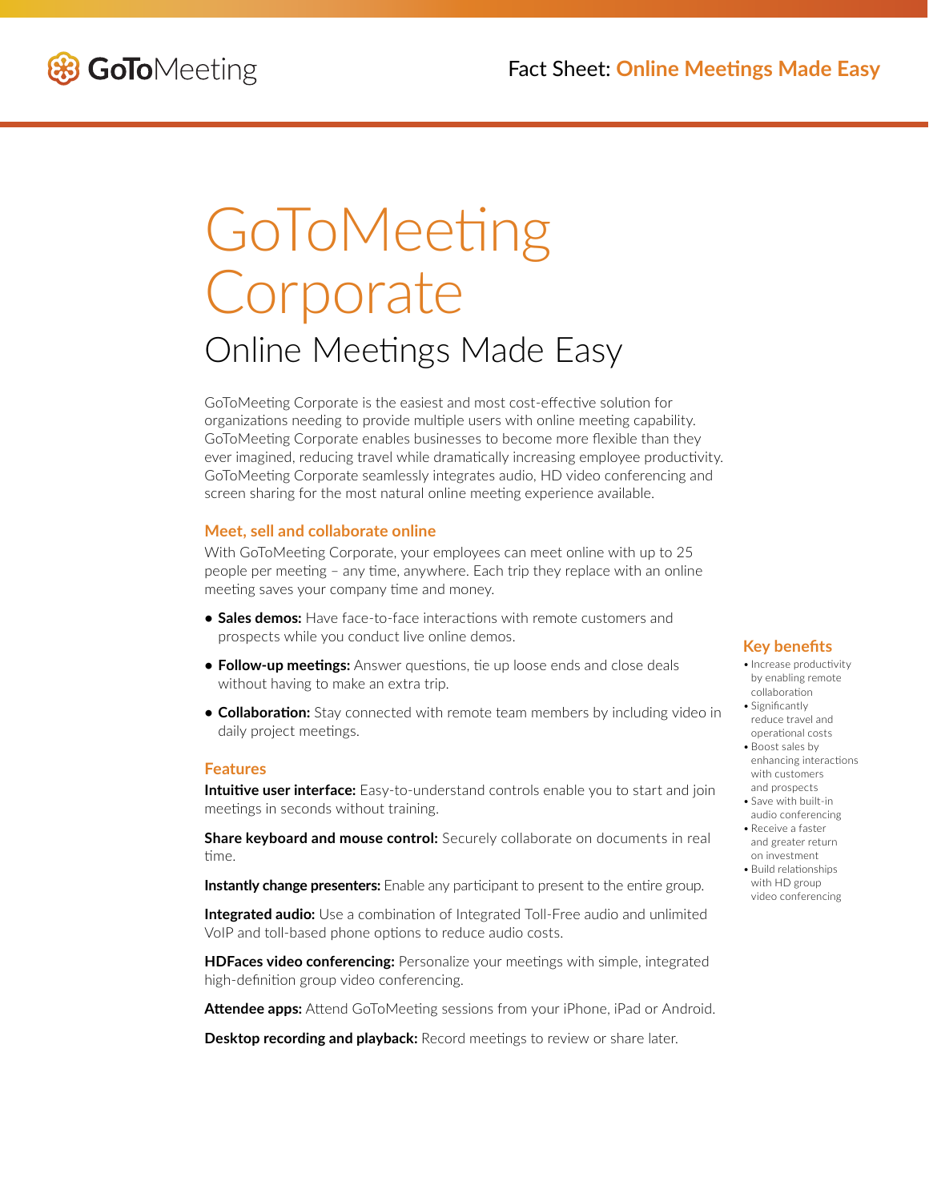# GoToMeeting Corporate

## Online Meetings Made Easy

GoToMeeting Corporate is the easiest and most cost-effective solution for organizations needing to provide multiple users with online meeting capability. GoToMeeting Corporate enables businesses to become more flexible than they ever imagined, reducing travel while dramatically increasing employee productivity. GoToMeeting Corporate seamlessly integrates audio, HD video conferencing and screen sharing for the most natural online meeting experience available.

### Meet, sell and collaborate online

With GoToMeeting Corporate, your employees can meet online with up to 25 people per meeting – any time, anywhere. Each trip they replace with an online meeting saves your company time and money.

- **Sales demos:** Have face-to-face interactions with remote customers and prospects while you conduct live online demos.
- **Follow-up meetings:** Answer questions, tie up loose ends and close deals without having to make an extra trip.
- **Collaboration:** Stay connected with remote team members by including video in daily project meetings.

### Features

**Intuitive user interface:** Easy-to-understand controls enable you to start and join meetings in seconds without training.

**Share keyboard and mouse control:** Securely collaborate on documents in real time.

**Instantly change presenters:** Enable any participant to present to the entire group.

**Integrated audio:** Use a combination of Integrated Toll-Free audio and unlimited VoIP and toll-based phone options to reduce audio costs.

**HDFaces video conferencing:** Personalize your meetings with simple, integrated high-definition group video conferencing.

**Attendee apps:** Attend GoToMeeting sessions from your iPhone, iPad or Android.

**Desktop recording and playback:** Record meetings to review or share later.

### Key benefits

- Increase productivity by enabling remote collaboration
- Significantly reduce travel and operational costs
- Boost sales by enhancing interactions with customers and prospects
- Save with built-in audio conferencing
- Receive a faster and greater return on investment
- Build relationships with HD group video conferencing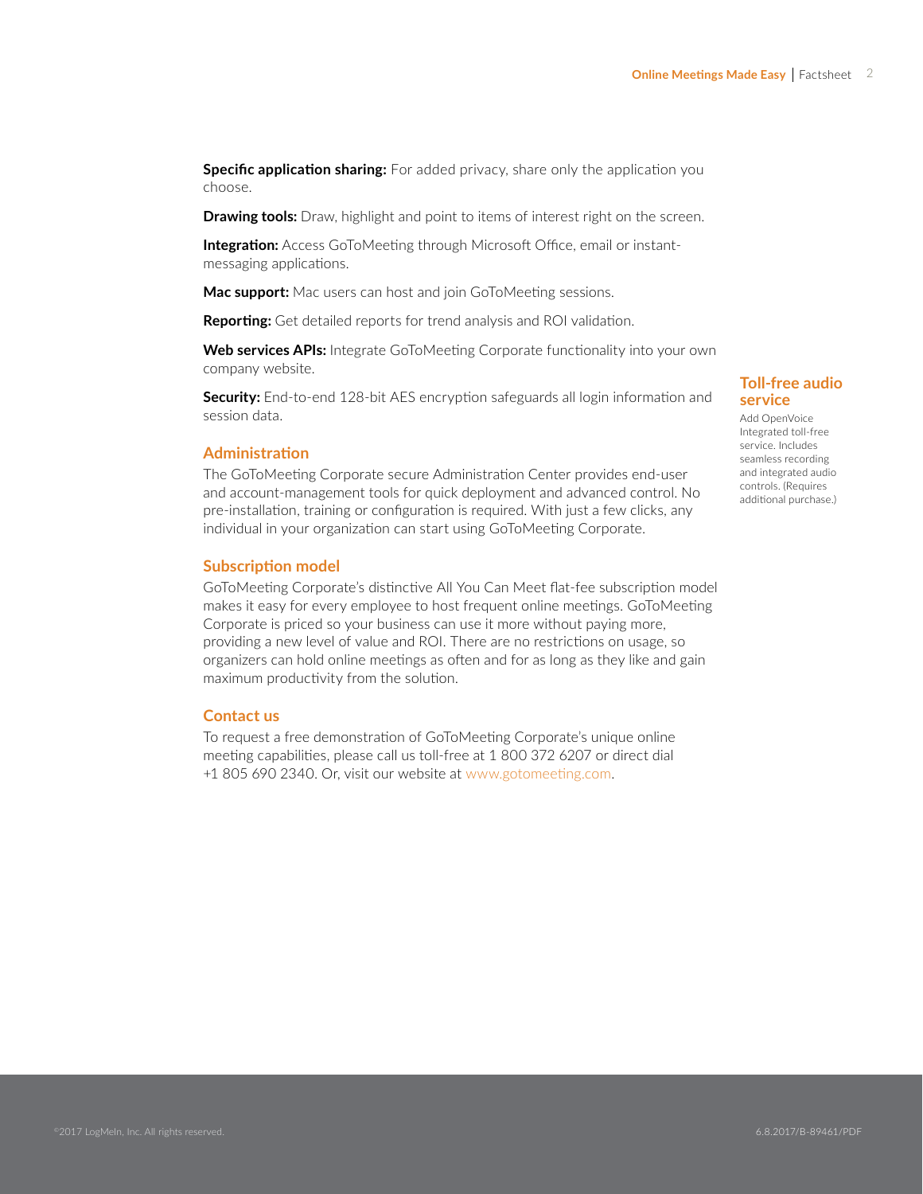**Specific application sharing:** For added privacy, share only the application you choose.

**Drawing tools:** Draw, highlight and point to items of interest right on the screen.

**Integration:** Access GoToMeeting through Microsoft Office, email or instant-messaging applications.

**Mac support:** Mac users can host and join GoToMeeting sessions.

**Reporting:** Get detailed reports for trend analysis and ROI validation.

**Web services APIs:** Integrate GoToMeeting Corporate functionality into your own company website.

**Security:** End-to-end 128-bit AES encryption safeguards all login information and session data.

## Administration

The GoToMeeting Corporate secure Administration Center provides end-user and account-management tools for quick deployment and advanced control. No pre-installation, training or configuration is required. With just a few clicks, any individual in your organization can start using GoToMeeting Corporate.

## Subscription model

GoToMeeting Corporate's distinctive All You Can Meet flat-fee subscription model makes it easy for every employee to host frequent online meetings. GoToMeeting Corporate is priced so your business can use it more without paying more, providing a new level of value and ROI. There are no restrictions on usage, so organizers can hold online meetings as often and for as long as they like and gain maximum productivity from the solution.

## Contact us

To request a free demonstration of GoToMeeting Corporate's unique online meeting capabilities, please call us toll-free at 1 800 372 6207 or direct dial +1 805 690 2340. Or, visit our website at www.gotomeeting.com.

## Toll-free audio service

Add OpenVoice Integrated toll-free service. Includes seamless recording and integrated audio controls. (Requires additional purchase.)

©2017 LogMeIn, Inc. All rights reserved.

6.8.2017/B-89461/PDF